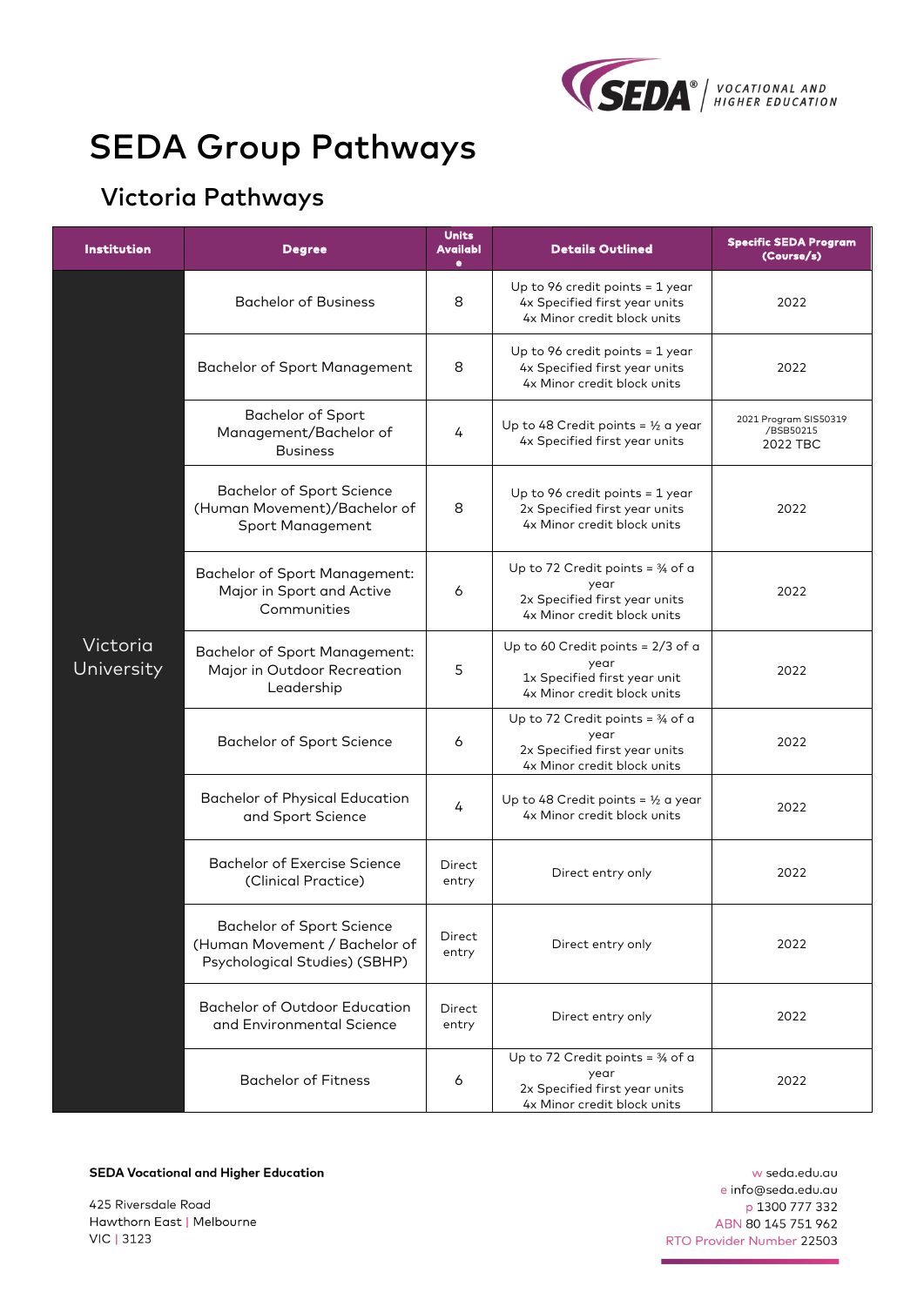# SEDA Group Pathways

## Victoria Pathways

| Institution | Degree | Units Available | Details Outlined | Specific SEDA Program (Course/s) |
|---|---|---|---|---|
| Victoria University | Bachelor of Business | 8 | Up to 96 credit points = 1 year<br>4x Specified first year units<br>4x Minor credit block units | 2022 |
| | Bachelor of Sport Management | 8 | Up to 96 credit points = 1 year<br>4x Specified first year units<br>4x Minor credit block units | 2022 |
| | Bachelor of Sport Management/Bachelor of Business | 4 | Up to 48 Credit points = ½ a year<br>4x Specified first year units | 2021 Program SIS50319 /BSB50215<br>2022 TBC |
| | Bachelor of Sport Science (Human Movement)/Bachelor of Sport Management | 8 | Up to 96 credit points = 1 year<br>2x Specified first year units<br>4x Minor credit block units | 2022 |
| | Bachelor of Sport Management: Major in Sport and Active Communities | 6 | Up to 72 Credit points = ¾ of a year<br>2x Specified first year units<br>4x Minor credit block units | 2022 |
| | Bachelor of Sport Management: Major in Outdoor Recreation Leadership | 5 | Up to 60 Credit points = 2/3 of a year<br>1x Specified first year unit<br>4x Minor credit block units | 2022 |
| | Bachelor of Sport Science | 6 | Up to 72 Credit points = ¾ of a year<br>2x Specified first year units<br>4x Minor credit block units | 2022 |
| | Bachelor of Physical Education and Sport Science | 4 | Up to 48 Credit points = ½ a year<br>4x Minor credit block units | 2022 |
| | Bachelor of Exercise Science (Clinical Practice) | Direct entry | Direct entry only | 2022 |
| | Bachelor of Sport Science (Human Movement / Bachelor of Psychological Studies) (SBHP) | Direct entry | Direct entry only | 2022 |
| | Bachelor of Outdoor Education and Environmental Science | Direct entry | Direct entry only | 2022 |
| | Bachelor of Fitness | 6 | Up to 72 Credit points = ¾ of a year<br>2x Specified first year units<br>4x Minor credit block units | 2022 |

**SEDA Vocational and Higher Education**

425 Riversdale Road
Hawthorn East | Melbourne
VIC | 3123

w seda.edu.au
e info@seda.edu.au
p 1300 777 332
ABN 80 145 751 962
RTO Provider Number 22503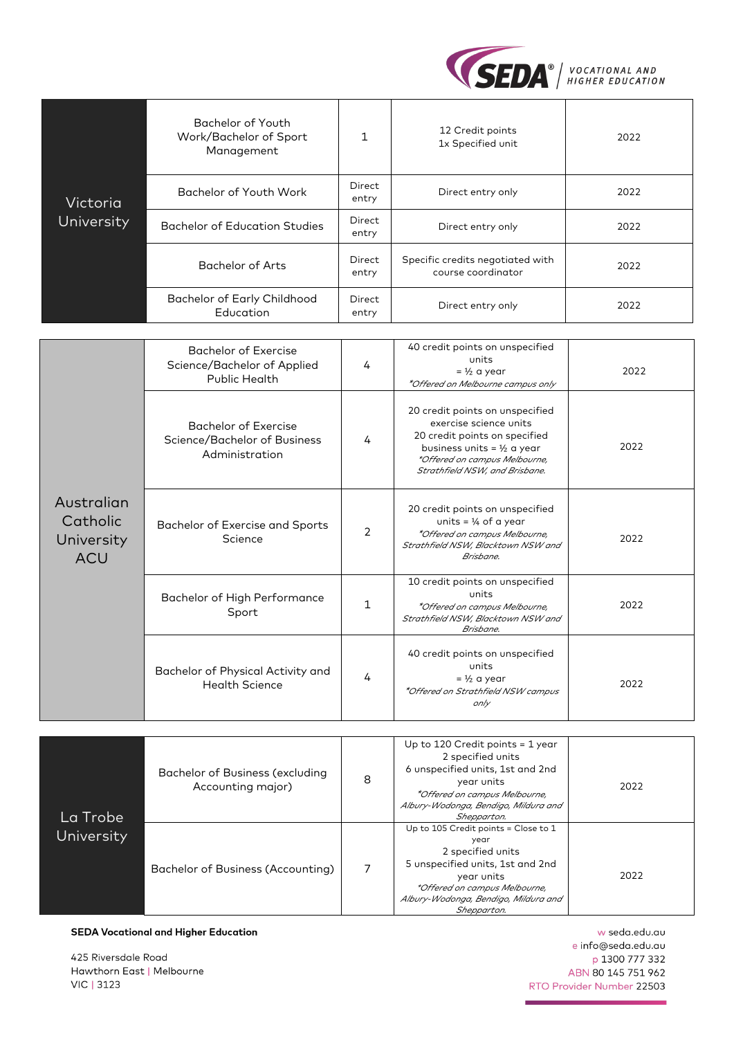| | | | | |
|---|---|---|---|---|
| Victoria University | Bachelor of Youth Work/Bachelor of Sport Management | 1 | 12 Credit points<br>1x Specified unit | 2022 |
| | Bachelor of Youth Work | Direct entry | Direct entry only | 2022 |
| | Bachelor of Education Studies | Direct entry | Direct entry only | 2022 |
| | Bachelor of Arts | Direct entry | Specific credits negotiated with course coordinator | 2022 |
| | Bachelor of Early Childhood Education | Direct entry | Direct entry only | 2022 |

| | | | | |
|---|---|---|---|---|
| Australian Catholic University ACU | Bachelor of Exercise Science/Bachelor of Applied Public Health | 4 | 40 credit points on unspecified units<br>= ½ a year<br>*\*Offered on Melbourne campus only* | 2022 |
| | Bachelor of Exercise Science/Bachelor of Business Administration | 4 | 20 credit points on unspecified exercise science units<br>20 credit points on specified business units = ½ a year<br>*\*Offered on campus Melbourne, Strathfield NSW, and Brisbane.* | 2022 |
| | Bachelor of Exercise and Sports Science | 2 | 20 credit points on unspecified units = ¼ of a year<br>*\*Offered on campus Melbourne, Strathfield NSW, Blacktown NSW and Brisbane.* | 2022 |
| | Bachelor of High Performance Sport | 1 | 10 credit points on unspecified units<br>*\*Offered on campus Melbourne, Strathfield NSW, Blacktown NSW and Brisbane.* | 2022 |
| | Bachelor of Physical Activity and Health Science | 4 | 40 credit points on unspecified units<br>= ½ a year<br>*\*Offered on Strathfield NSW campus only* | 2022 |

| | | | | |
|---|---|---|---|---|
| La Trobe University | Bachelor of Business (excluding Accounting major) | 8 | Up to 120 Credit points = 1 year<br>2 specified units<br>6 unspecified units, 1st and 2nd year units<br>*\*Offered on campus Melbourne, Albury-Wodonga, Bendigo, Mildura and Shepparton.* | 2022 |
| | Bachelor of Business (Accounting) | 7 | Up to 105 Credit points = Close to 1 year<br>2 specified units<br>5 unspecified units, 1st and 2nd year units<br>*\*Offered on campus Melbourne, Albury-Wodonga, Bendigo, Mildura and Shepparton.* | 2022 |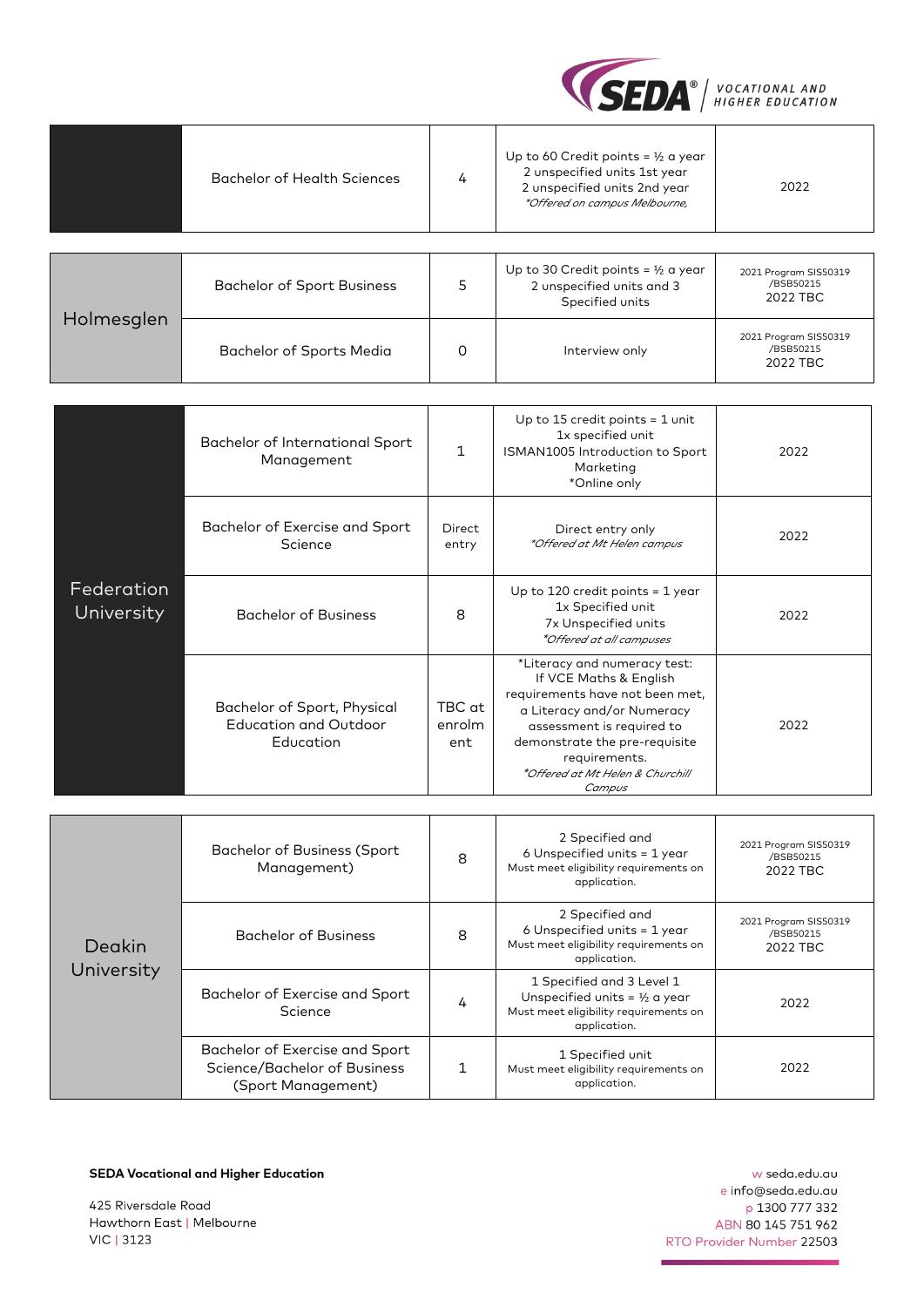| | | | | |
|---|---|---|---|---|
| | Bachelor of Health Sciences | 4 | Up to 60 Credit points = ½ a year<br>2 unspecified units 1st year<br>2 unspecified units 2nd year<br>*Offered on campus Melbourne, | 2022 |

| | | | | |
|---|---|---|---|---|
| Holmesglen | Bachelor of Sport Business | 5 | Up to 30 Credit points = ½ a year<br>2 unspecified units and 3 Specified units | 2021 Program SIS50319 /BSB50215<br>2022 TBC |
| | Bachelor of Sports Media | 0 | Interview only | 2021 Program SIS50319 /BSB50215<br>2022 TBC |

| | | | | |
|---|---|---|---|---|
| Federation University | Bachelor of International Sport Management | 1 | Up to 15 credit points = 1 unit<br>1x specified unit<br>ISMAN1005 Introduction to Sport Marketing<br>*Online only | 2022 |
| | Bachelor of Exercise and Sport Science | Direct entry | Direct entry only<br>*Offered at Mt Helen campus* | 2022 |
| | Bachelor of Business | 8 | Up to 120 credit points = 1 year<br>1x Specified unit<br>7x Unspecified units<br>*Offered at all campuses* | 2022 |
| | Bachelor of Sport, Physical Education and Outdoor Education | TBC at enrolment | *Literacy and numeracy test: If VCE Maths & English requirements have not been met, a Literacy and/or Numeracy assessment is required to demonstrate the pre-requisite requirements.<br>*Offered at Mt Helen & Churchill Campus* | 2022 |

| | | | | |
|---|---|---|---|---|
| Deakin University | Bachelor of Business (Sport Management) | 8 | 2 Specified and<br>6 Unspecified units = 1 year<br>Must meet eligibility requirements on application. | 2021 Program SIS50319 /BSB50215<br>2022 TBC |
| | Bachelor of Business | 8 | 2 Specified and<br>6 Unspecified units = 1 year<br>Must meet eligibility requirements on application. | 2021 Program SIS50319 /BSB50215<br>2022 TBC |
| | Bachelor of Exercise and Sport Science | 4 | 1 Specified and 3 Level 1 Unspecified units = ½ a year<br>Must meet eligibility requirements on application. | 2022 |
| | Bachelor of Exercise and Sport Science/Bachelor of Business (Sport Management) | 1 | 1 Specified unit<br>Must meet eligibility requirements on application. | 2022 |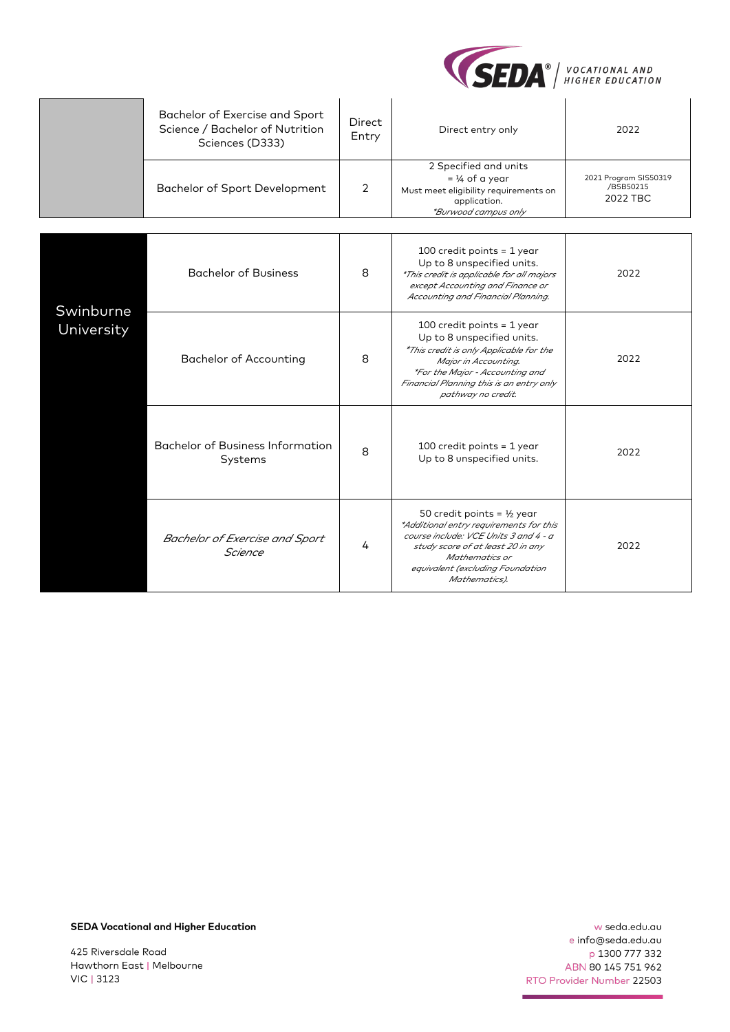| | | | | |
|---|---|---|---|---|
| | Bachelor of Exercise and Sport Science / Bachelor of Nutrition Sciences (D333) | Direct Entry | Direct entry only | 2022 |
| | Bachelor of Sport Development | 2 | 2 Specified and units = ¼ of a year Must meet eligibility requirements on application. *\*Burwood campus only* | 2021 Program SIS50319 /BSB50215 2022 TBC |

| | | | | |
|---|---|---|---|---|
| Swinburne University | Bachelor of Business | 8 | 100 credit points = 1 year Up to 8 unspecified units. *\*This credit is applicable for all majors except Accounting and Finance or Accounting and Financial Planning.* | 2022 |
| | Bachelor of Accounting | 8 | 100 credit points = 1 year Up to 8 unspecified units. *\*This credit is only Applicable for the Major in Accounting.* *\*For the Major - Accounting and Financial Planning this is an entry only pathway no credit.* | 2022 |
| | Bachelor of Business Information Systems | 8 | 100 credit points = 1 year Up to 8 unspecified units. | 2022 |
| | *Bachelor of Exercise and Sport Science* | 4 | 50 credit points = ½ year *\*Additional entry requirements for this course include: VCE Units 3 and 4 - a study score of at least 20 in any Mathematics or equivalent (excluding Foundation Mathematics).* | 2022 |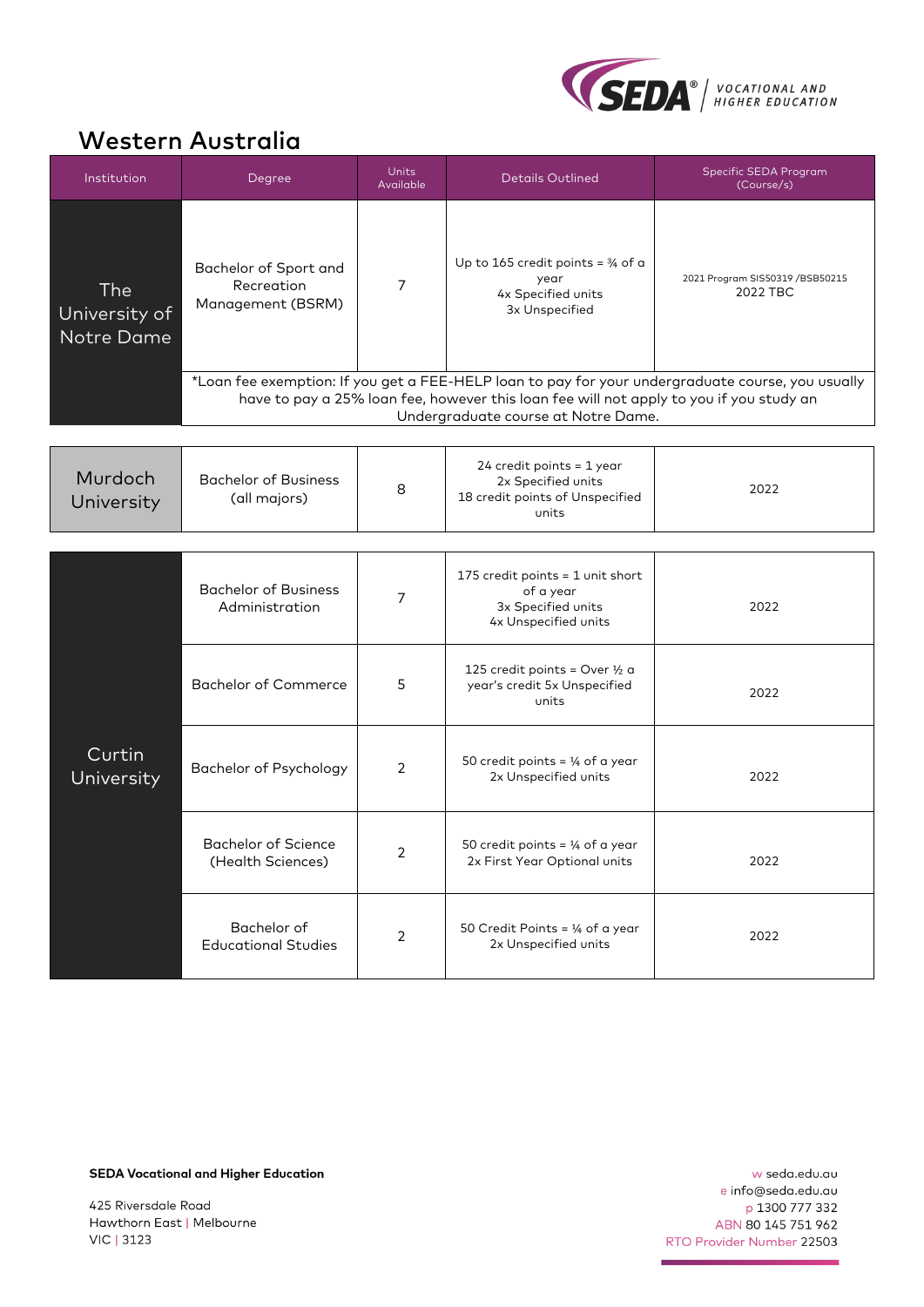## Western Australia

| Institution | Degree | Units Available | Details Outlined | Specific SEDA Program (Course/s) |
|---|---|---|---|---|
| The University of Notre Dame | Bachelor of Sport and Recreation Management (BSRM) | 7 | Up to 165 credit points = ¾ of a year<br>4x Specified units<br>3x Unspecified | 2021 Program SIS50319 /BSB50215<br>2022 TBC |
| | *Loan fee exemption: If you get a FEE-HELP loan to pay for your undergraduate course, you usually have to pay a 25% loan fee, however this loan fee will not apply to you if you study an Undergraduate course at Notre Dame. | | | |
| Murdoch University | Bachelor of Business (all majors) | 8 | 24 credit points = 1 year<br>2x Specified units<br>18 credit points of Unspecified units | 2022 |
| Curtin University | Bachelor of Business Administration | 7 | 175 credit points = 1 unit short of a year<br>3x Specified units<br>4x Unspecified units | 2022 |
| | Bachelor of Commerce | 5 | 125 credit points = Over ½ a year's credit 5x Unspecified units | 2022 |
| | Bachelor of Psychology | 2 | 50 credit points = ¼ of a year<br>2x Unspecified units | 2022 |
| | Bachelor of Science (Health Sciences) | 2 | 50 credit points = ¼ of a year<br>2x First Year Optional units | 2022 |
| | Bachelor of Educational Studies | 2 | 50 Credit Points = ¼ of a year<br>2x Unspecified units | 2022 |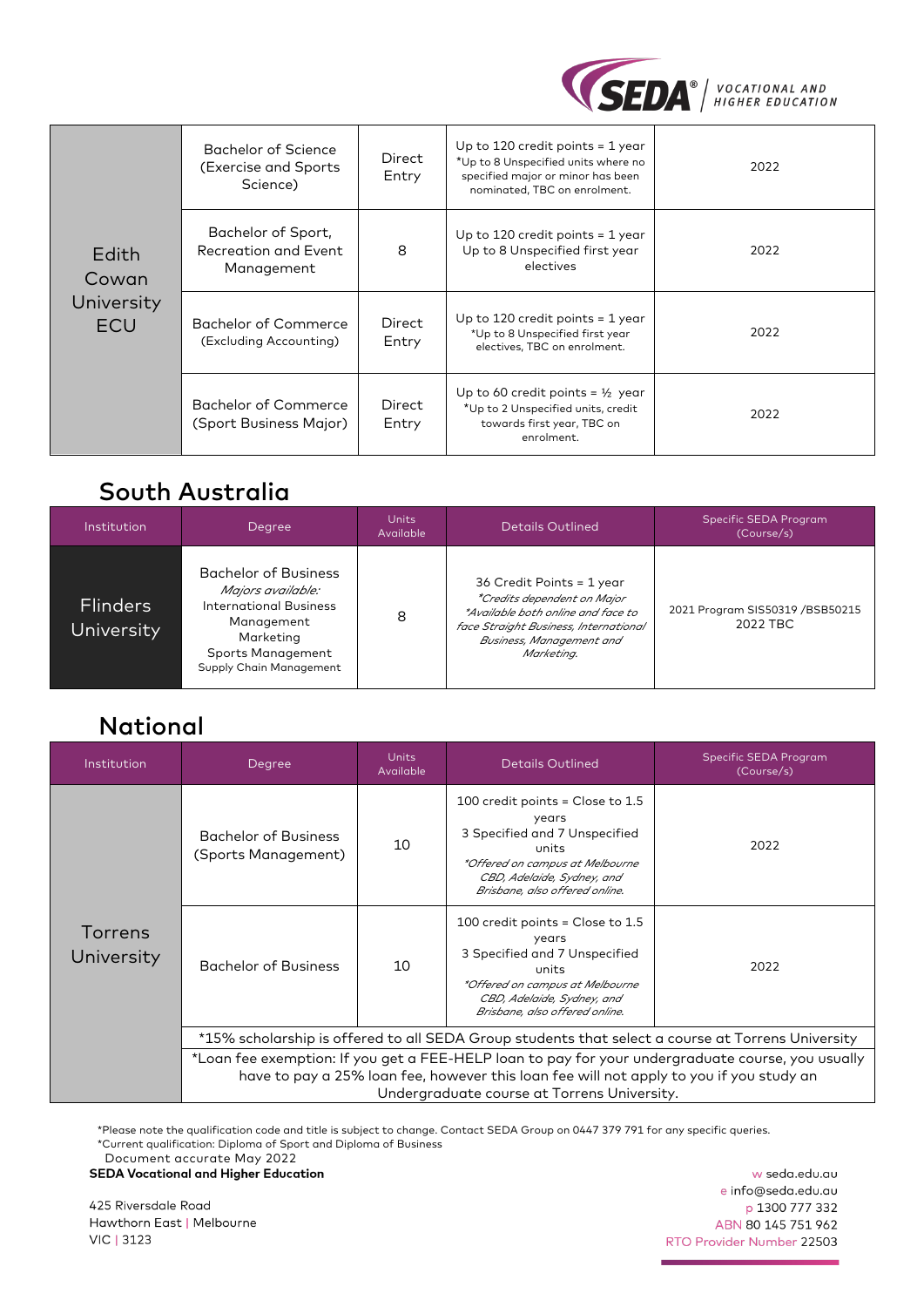| | | | | |
|---|---|---|---|---|
| Edith Cowan University ECU | Bachelor of Science (Exercise and Sports Science) | Direct Entry | Up to 120 credit points = 1 year *Up to 8 Unspecified units where no specified major or minor has been nominated, TBC on enrolment. | 2022 |
| | Bachelor of Sport, Recreation and Event Management | 8 | Up to 120 credit points = 1 year Up to 8 Unspecified first year electives | 2022 |
| | Bachelor of Commerce (Excluding Accounting) | Direct Entry | Up to 120 credit points = 1 year *Up to 8 Unspecified first year electives, TBC on enrolment. | 2022 |
| | Bachelor of Commerce (Sport Business Major) | Direct Entry | Up to 60 credit points = ½ year *Up to 2 Unspecified units, credit towards first year, TBC on enrolment. | 2022 |

## South Australia

| Institution | Degree | Units Available | Details Outlined | Specific SEDA Program (Course/s) |
|---|---|---|---|---|
| Flinders University | Bachelor of Business *Majors available:* International Business Management Marketing Sports Management Supply Chain Management | 8 | 36 Credit Points = 1 year *\*Credits dependent on Major* *\*Available both online and face to face Straight Business, International Business, Management and Marketing.* | 2021 Program SIS50319 /BSB50215 2022 TBC |

## National

| Institution | Degree | Units Available | Details Outlined | Specific SEDA Program (Course/s) |
|---|---|---|---|---|
| Torrens University | Bachelor of Business (Sports Management) | 10 | 100 credit points = Close to 1.5 years 3 Specified and 7 Unspecified units *\*Offered on campus at Melbourne CBD, Adelaide, Sydney, and Brisbane, also offered online.* | 2022 |
| | Bachelor of Business | 10 | 100 credit points = Close to 1.5 years 3 Specified and 7 Unspecified units *\*Offered on campus at Melbourne CBD, Adelaide, Sydney, and Brisbane, also offered online.* | 2022 |
| | *15% scholarship is offered to all SEDA Group students that select a course at Torrens University | | | |
| | *Loan fee exemption: If you get a FEE-HELP loan to pay for your undergraduate course, you usually have to pay a 25% loan fee, however this loan fee will not apply to you if you study an Undergraduate course at Torrens University. | | | |

*Please note the qualification code and title is subject to change. Contact SEDA Group on 0447 379 791 for any specific queries.
*Current qualification: Diploma of Sport and Diploma of Business
Document accurate May 2022

**SEDA Vocational and Higher Education**

425 Riversdale Road
Hawthorn East | Melbourne
VIC | 3123

w seda.edu.au
e info@seda.edu.au
p 1300 777 332
ABN 80 145 751 962
RTO Provider Number 22503